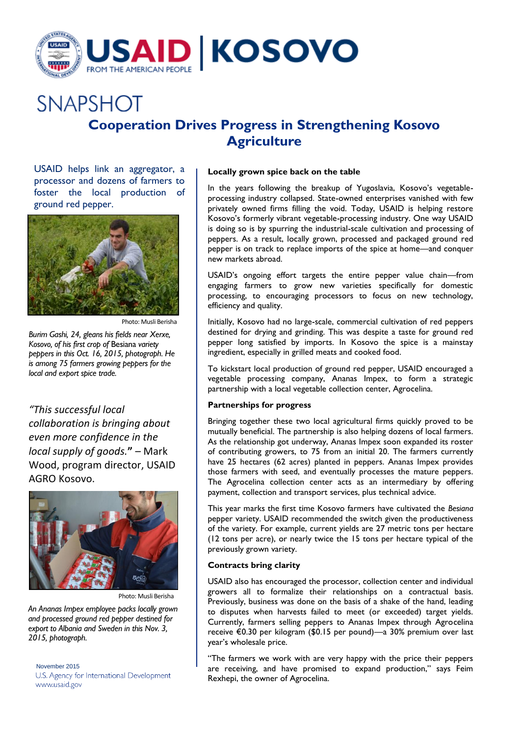USAID | KOSOVO

FROM THE AMERICAN PEOPLE

# SNAPSHOT

## Cooperation Drives Progress in Strengthening Kosovo Agriculture

USAID helps link an aggregator, a processor and dozens of farmers to foster the local production of ground red pepper.

Photo: Musli Berisha

*Burim Gashi, 24, gleans his fields near Xerxe, Kosovo, of his first crop of* Besiana *variety peppers in this Oct. 16, 2015, photograph. He is among 75 farmers growing peppers for the local and export spice trade.*

*"This successful local collaboration is bringing about even more confidence in the local supply of goods."* – Mark Wood, program director, USAID AGRO Kosovo.

Photo: Musli Berisha

*An Ananas Impex employee packs locally grown and processed ground red pepper destined for export to Albania and Sweden in this Nov. 3, 2015, photograph.*

November 2015
U.S. Agency for International Development
www.usaid.gov

### Locally grown spice back on the table

In the years following the breakup of Yugoslavia, Kosovo's vegetable-processing industry collapsed. State-owned enterprises vanished with few privately owned firms filling the void. Today, USAID is helping restore Kosovo's formerly vibrant vegetable-processing industry. One way USAID is doing so is by spurring the industrial-scale cultivation and processing of peppers. As a result, locally grown, processed and packaged ground red pepper is on track to replace imports of the spice at home—and conquer new markets abroad.

USAID's ongoing effort targets the entire pepper value chain—from engaging farmers to grow new varieties specifically for domestic processing, to encouraging processors to focus on new technology, efficiency and quality.

Initially, Kosovo had no large-scale, commercial cultivation of red peppers destined for drying and grinding. This was despite a taste for ground red pepper long satisfied by imports. In Kosovo the spice is a mainstay ingredient, especially in grilled meats and cooked food.

To kickstart local production of ground red pepper, USAID encouraged a vegetable processing company, Ananas Impex, to form a strategic partnership with a local vegetable collection center, Agrocelina.

### Partnerships for progress

Bringing together these two local agricultural firms quickly proved to be mutually beneficial. The partnership is also helping dozens of local farmers. As the relationship got underway, Ananas Impex soon expanded its roster of contributing growers, to 75 from an initial 20. The farmers currently have 25 hectares (62 acres) planted in peppers. Ananas Impex provides those farmers with seed, and eventually processes the mature peppers. The Agrocelina collection center acts as an intermediary by offering payment, collection and transport services, plus technical advice.

This year marks the first time Kosovo farmers have cultivated the *Besiana* pepper variety. USAID recommended the switch given the productiveness of the variety. For example, current yields are 27 metric tons per hectare (12 tons per acre), or nearly twice the 15 tons per hectare typical of the previously grown variety.

### Contracts bring clarity

USAID also has encouraged the processor, collection center and individual growers all to formalize their relationships on a contractual basis. Previously, business was done on the basis of a shake of the hand, leading to disputes when harvests failed to meet (or exceeded) target yields. Currently, farmers selling peppers to Ananas Impex through Agrocelina receive €0.30 per kilogram ($0.15 per pound)—a 30% premium over last year's wholesale price.

"The farmers we work with are very happy with the price their peppers are receiving, and have promised to expand production," says Feim Rexhepi, the owner of Agrocelina.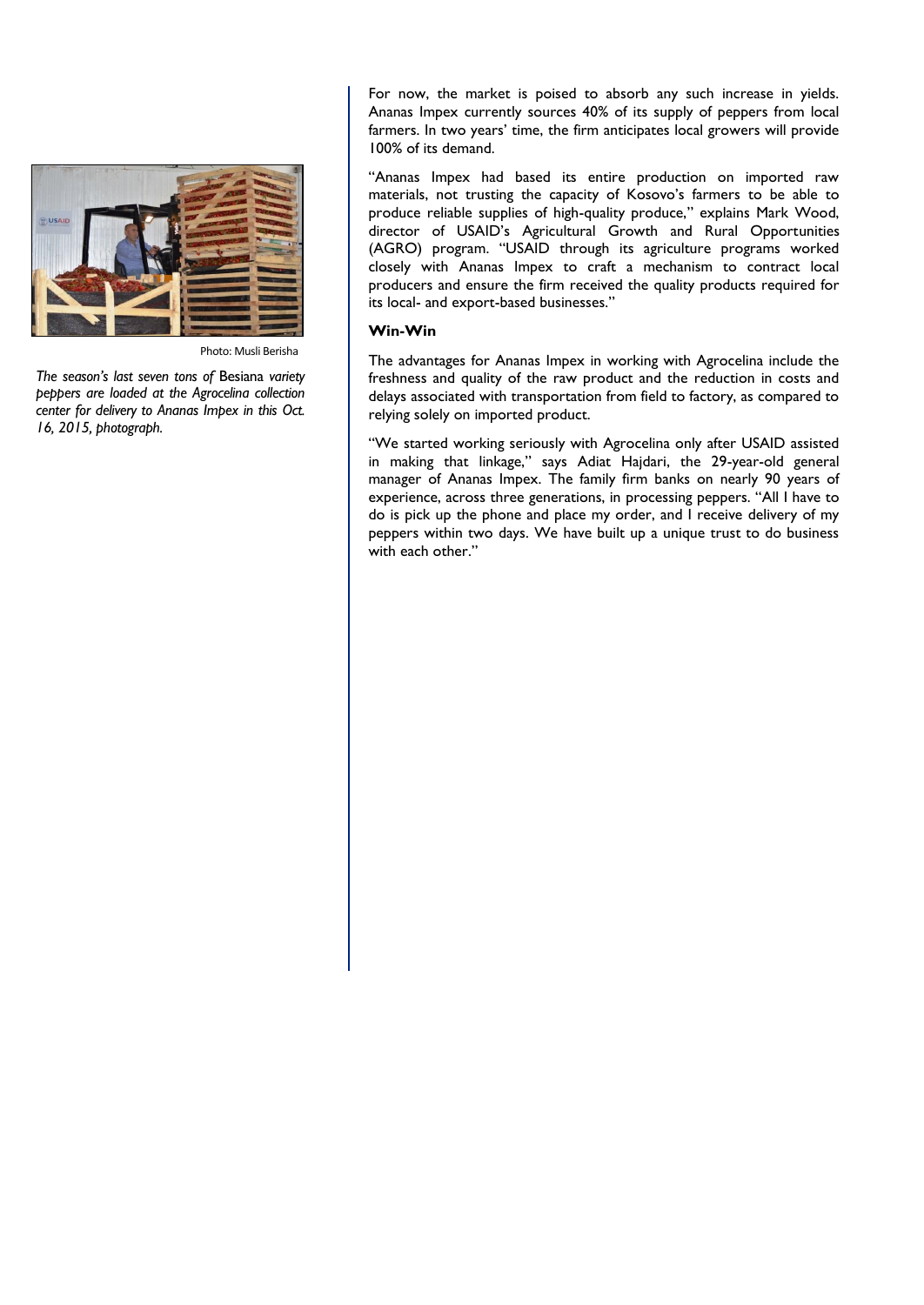Photo: Musli Berisha

*The season's last seven tons of* Besiana *variety peppers are loaded at the Agrocelina collection center for delivery to Ananas Impex in this Oct. 16, 2015, photograph.*

For now, the market is poised to absorb any such increase in yields. Ananas Impex currently sources 40% of its supply of peppers from local farmers. In two years' time, the firm anticipates local growers will provide 100% of its demand.

"Ananas Impex had based its entire production on imported raw materials, not trusting the capacity of Kosovo's farmers to be able to produce reliable supplies of high-quality produce," explains Mark Wood, director of USAID's Agricultural Growth and Rural Opportunities (AGRO) program. "USAID through its agriculture programs worked closely with Ananas Impex to craft a mechanism to contract local producers and ensure the firm received the quality products required for its local- and export-based businesses."

**Win-Win**

The advantages for Ananas Impex in working with Agrocelina include the freshness and quality of the raw product and the reduction in costs and delays associated with transportation from field to factory, as compared to relying solely on imported product.

"We started working seriously with Agrocelina only after USAID assisted in making that linkage," says Adiat Hajdari, the 29-year-old general manager of Ananas Impex. The family firm banks on nearly 90 years of experience, across three generations, in processing peppers. "All I have to do is pick up the phone and place my order, and I receive delivery of my peppers within two days. We have built up a unique trust to do business with each other."